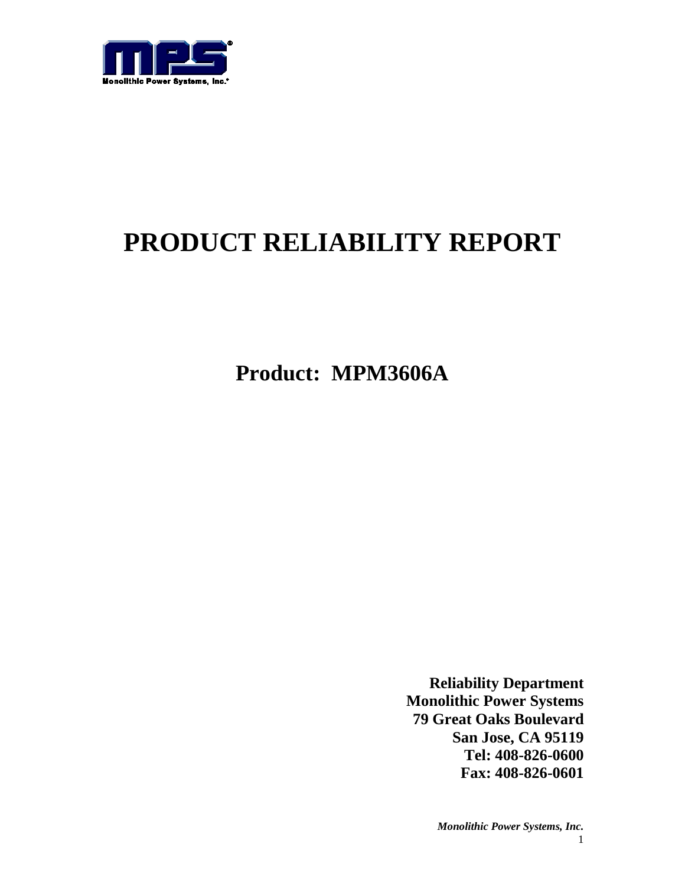# PRODUCT RELIABILITY REPORT

## Product: MPM3606A

**Reliability Department**
**Monolithic Power Systems**
**79 Great Oaks Boulevard**
**San Jose, CA 95119**
**Tel: 408-826-0600**
**Fax: 408-826-0601**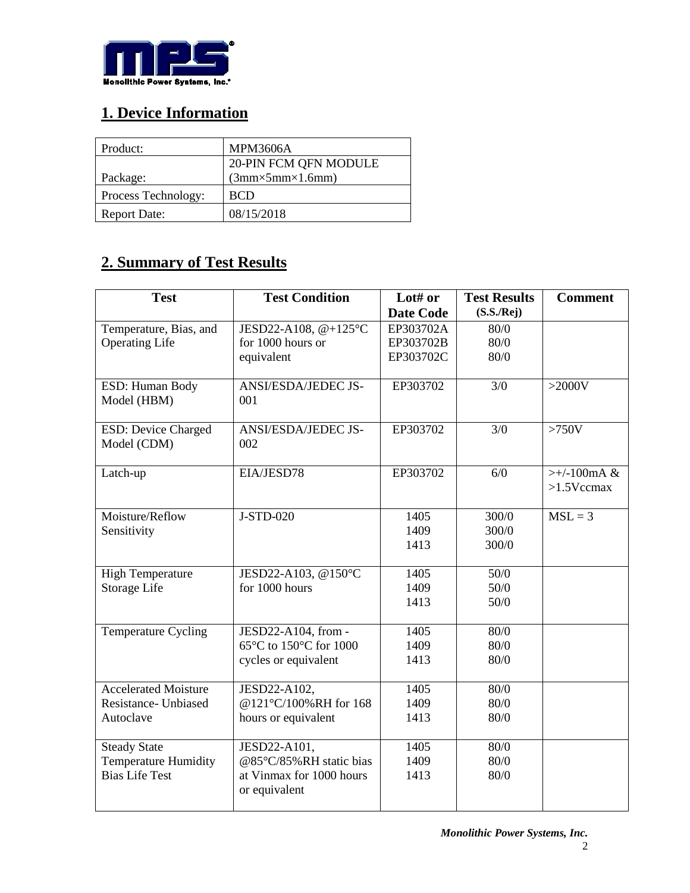## 1. Device Information

| Product: | MPM3606A |
|---|---|
| Package: | 20-PIN FCM QFN MODULE (3mm×5mm×1.6mm) |
| Process Technology: | BCD |
| Report Date: | 08/15/2018 |

## 2. Summary of Test Results

| Test | Test Condition | Lot# or Date Code | Test Results (S.S./Rej) | Comment |
|---|---|---|---|---|
| Temperature, Bias, and Operating Life | JESD22-A108, @+125°C for 1000 hours or equivalent | EP303702A<br>EP303702B<br>EP303702C | 80/0<br>80/0<br>80/0 | |
| ESD: Human Body Model (HBM) | ANSI/ESDA/JEDEC JS-001 | EP303702 | 3/0 | >2000V |
| ESD: Device Charged Model (CDM) | ANSI/ESDA/JEDEC JS-002 | EP303702 | 3/0 | >750V |
| Latch-up | EIA/JESD78 | EP303702 | 6/0 | >+/-100mA & >1.5Vccmax |
| Moisture/Reflow Sensitivity | J-STD-020 | 1405<br>1409<br>1413 | 300/0<br>300/0<br>300/0 | MSL = 3 |
| High Temperature Storage Life | JESD22-A103, @150°C for 1000 hours | 1405<br>1409<br>1413 | 50/0<br>50/0<br>50/0 | |
| Temperature Cycling | JESD22-A104, from -65°C to 150°C for 1000 cycles or equivalent | 1405<br>1409<br>1413 | 80/0<br>80/0<br>80/0 | |
| Accelerated Moisture Resistance- Unbiased Autoclave | JESD22-A102, @121°C/100%RH for 168 hours or equivalent | 1405<br>1409<br>1413 | 80/0<br>80/0<br>80/0 | |
| Steady State Temperature Humidity Bias Life Test | JESD22-A101, @85°C/85%RH static bias at Vinmax for 1000 hours or equivalent | 1405<br>1409<br>1413 | 80/0<br>80/0<br>80/0 | |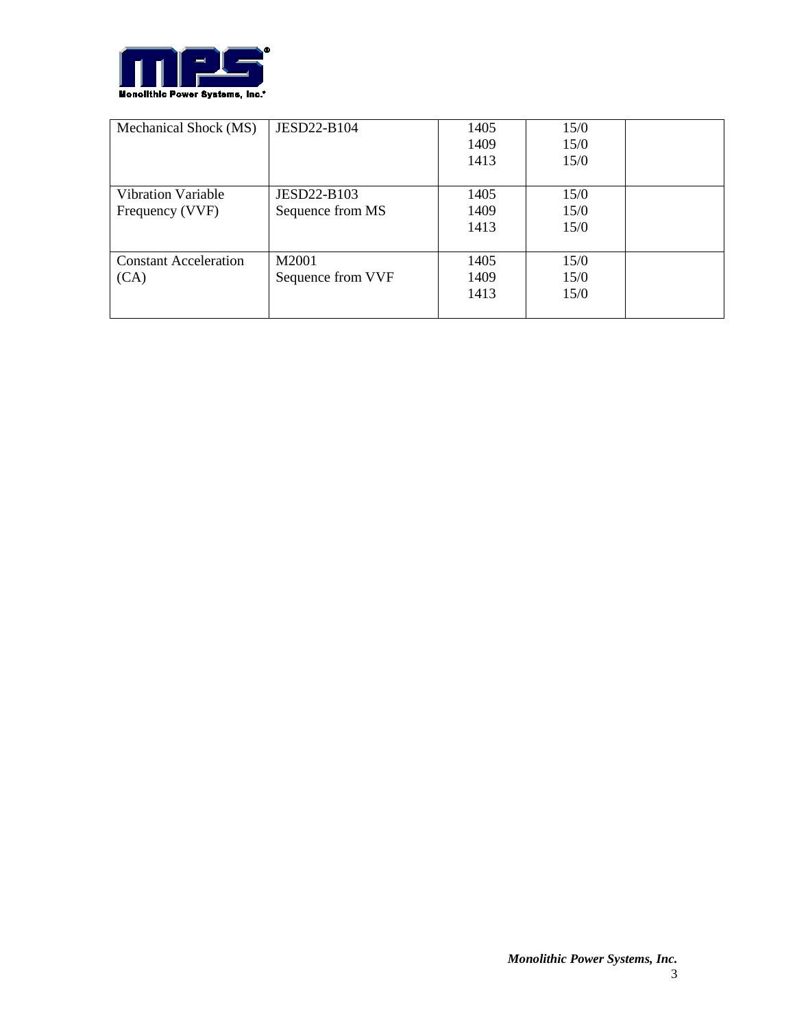| Mechanical Shock (MS) | JESD22-B104 | 1405<br>1409<br>1413 | 15/0<br>15/0<br>15/0 | |
|---|---|---|---|---|
| Vibration Variable Frequency (VVF) | JESD22-B103<br>Sequence from MS | 1405<br>1409<br>1413 | 15/0<br>15/0<br>15/0 | |
| Constant Acceleration (CA) | M2001<br>Sequence from VVF | 1405<br>1409<br>1413 | 15/0<br>15/0<br>15/0 | |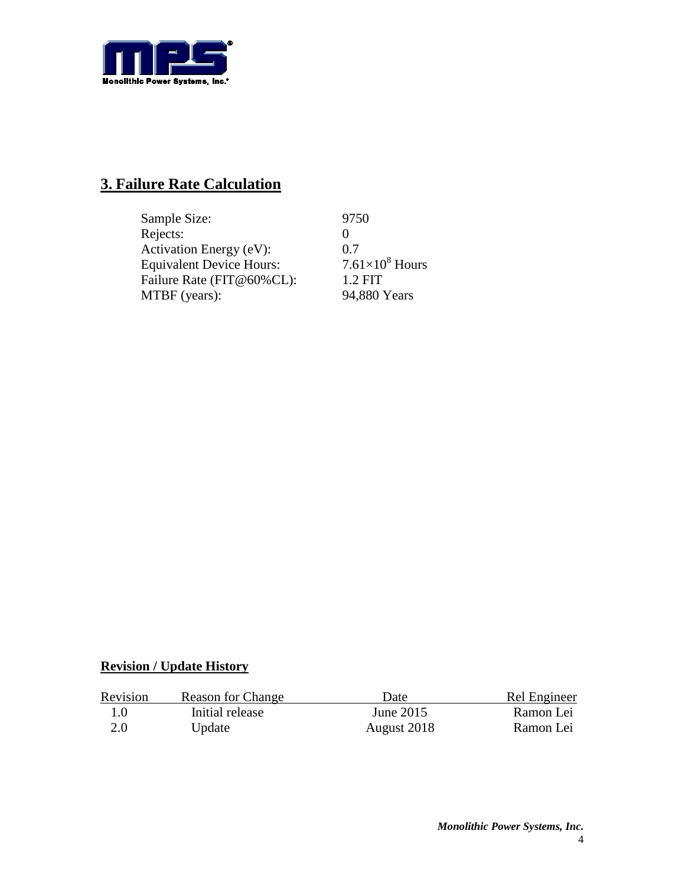## 3. Failure Rate Calculation

| | |
|---|---|
| Sample Size: | 9750 |
| Rejects: | 0 |
| Activation Energy (eV): | 0.7 |
| Equivalent Device Hours: | $7.61 \times 10^8$ Hours |
| Failure Rate (FIT@60%CL): | 1.2 FIT |
| MTBF (years): | 94,880 Years |

**Revision / Update History**

| Revision | Reason for Change | Date | Rel Engineer |
|---|---|---|---|
| 1.0 | Initial release | June 2015 | Ramon Lei |
| 2.0 | Update | August 2018 | Ramon Lei |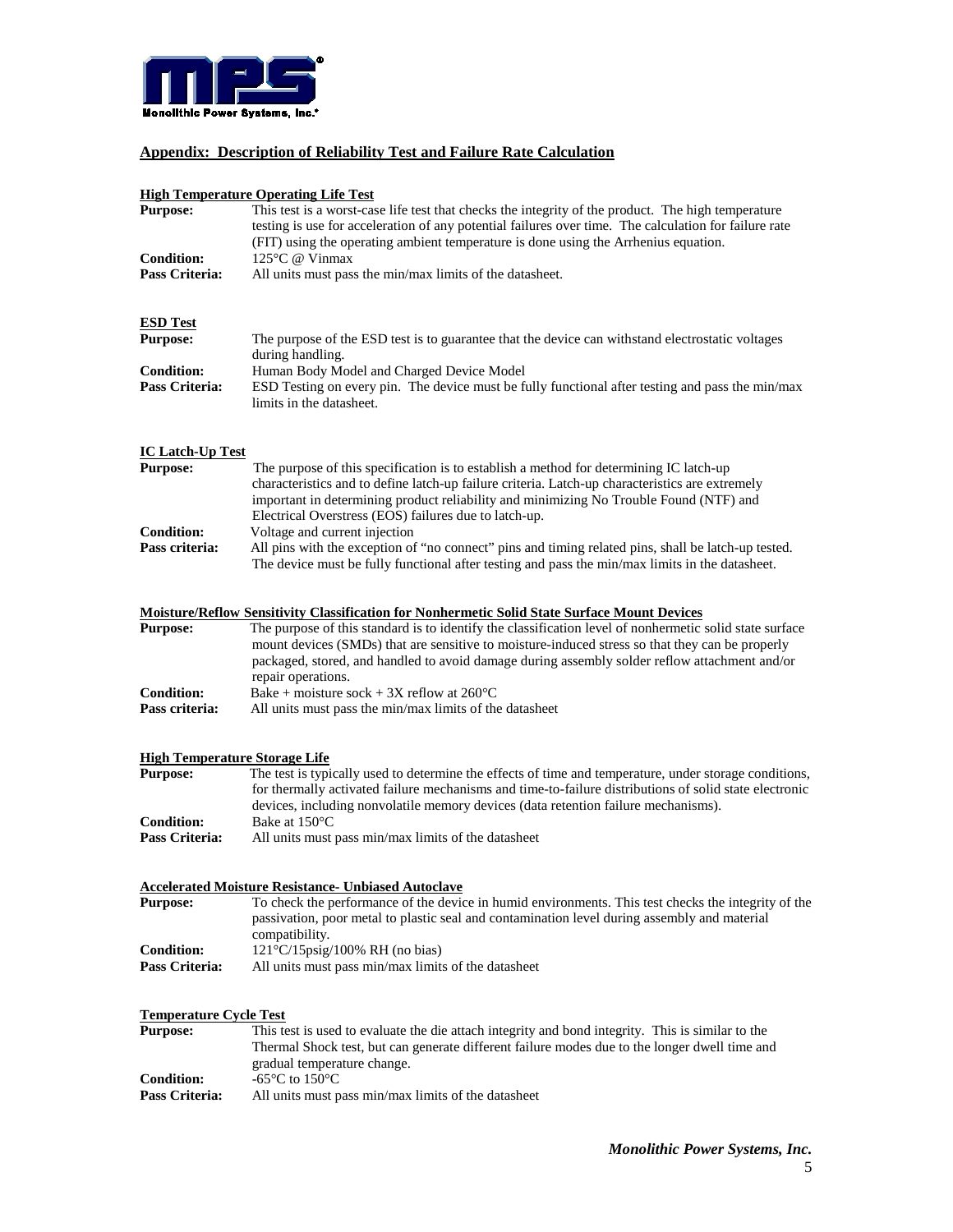## Appendix: Description of Reliability Test and Failure Rate Calculation

### High Temperature Operating Life Test

**Purpose:** This test is a worst-case life test that checks the integrity of the product. The high temperature testing is use for acceleration of any potential failures over time. The calculation for failure rate (FIT) using the operating ambient temperature is done using the Arrhenius equation.

**Condition:** 125°C @ Vinmax

**Pass Criteria:** All units must pass the min/max limits of the datasheet.

### ESD Test

**Purpose:** The purpose of the ESD test is to guarantee that the device can withstand electrostatic voltages during handling.

**Condition:** Human Body Model and Charged Device Model

**Pass Criteria:** ESD Testing on every pin. The device must be fully functional after testing and pass the min/max limits in the datasheet.

### IC Latch-Up Test

**Purpose:** The purpose of this specification is to establish a method for determining IC latch-up characteristics and to define latch-up failure criteria. Latch-up characteristics are extremely important in determining product reliability and minimizing No Trouble Found (NTF) and Electrical Overstress (EOS) failures due to latch-up.

**Condition:** Voltage and current injection

**Pass criteria:** All pins with the exception of "no connect" pins and timing related pins, shall be latch-up tested. The device must be fully functional after testing and pass the min/max limits in the datasheet.

### Moisture/Reflow Sensitivity Classification for Nonhermetic Solid State Surface Mount Devices

**Purpose:** The purpose of this standard is to identify the classification level of nonhermetic solid state surface mount devices (SMDs) that are sensitive to moisture-induced stress so that they can be properly packaged, stored, and handled to avoid damage during assembly solder reflow attachment and/or repair operations.

**Condition:** Bake + moisture sock + 3X reflow at 260°C

**Pass criteria:** All units must pass the min/max limits of the datasheet

### High Temperature Storage Life

**Purpose:** The test is typically used to determine the effects of time and temperature, under storage conditions, for thermally activated failure mechanisms and time-to-failure distributions of solid state electronic devices, including nonvolatile memory devices (data retention failure mechanisms).

**Condition:** Bake at 150°C

**Pass Criteria:** All units must pass min/max limits of the datasheet

### Accelerated Moisture Resistance- Unbiased Autoclave

**Purpose:** To check the performance of the device in humid environments. This test checks the integrity of the passivation, poor metal to plastic seal and contamination level during assembly and material compatibility.

**Condition:** 121°C/15psig/100% RH (no bias)

**Pass Criteria:** All units must pass min/max limits of the datasheet

### Temperature Cycle Test

**Purpose:** This test is used to evaluate the die attach integrity and bond integrity. This is similar to the Thermal Shock test, but can generate different failure modes due to the longer dwell time and gradual temperature change.

**Condition:** -65°C to 150°C

**Pass Criteria:** All units must pass min/max limits of the datasheet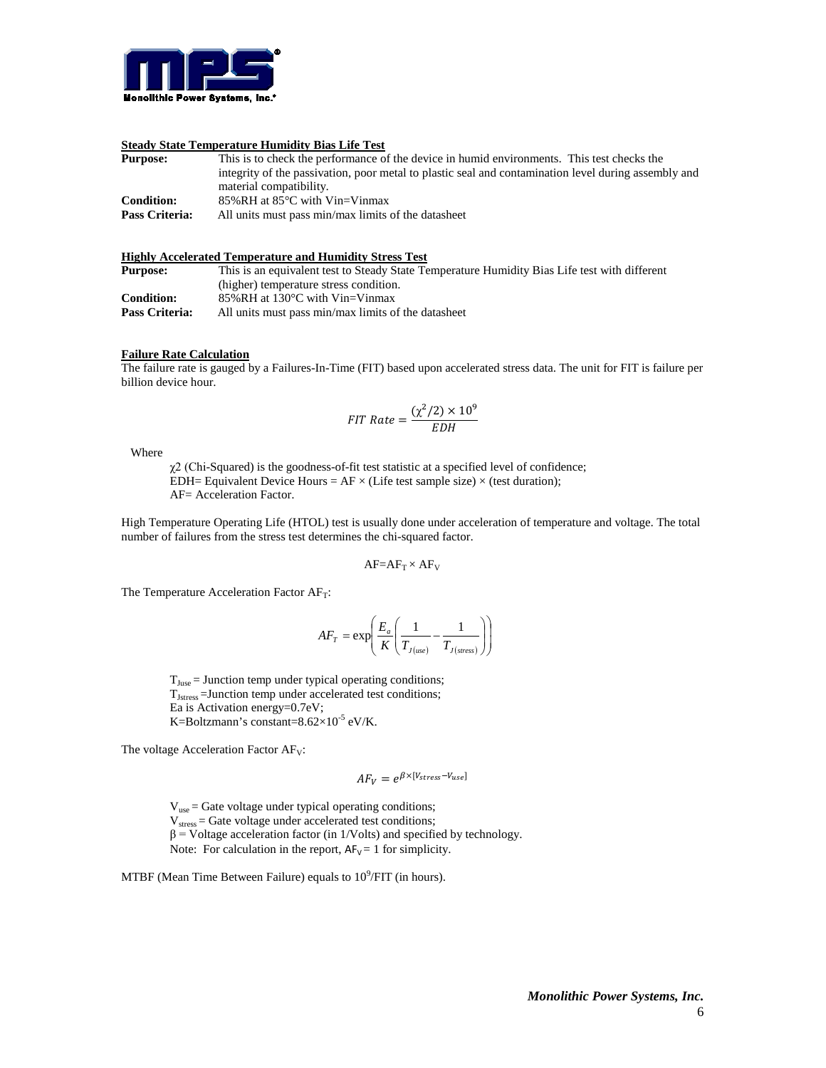**Steady State Temperature Humidity Bias Life Test**

**Purpose:** This is to check the performance of the device in humid environments. This test checks the integrity of the passivation, poor metal to plastic seal and contamination level during assembly and material compatibility.

**Condition:** 85%RH at 85°C with Vin=Vinmax

**Pass Criteria:** All units must pass min/max limits of the datasheet

**Highly Accelerated Temperature and Humidity Stress Test**

**Purpose:** This is an equivalent test to Steady State Temperature Humidity Bias Life test with different (higher) temperature stress condition.

**Condition:** 85%RH at 130°C with Vin=Vinmax

**Pass Criteria:** All units must pass min/max limits of the datasheet

**Failure Rate Calculation**

The failure rate is gauged by a Failures-In-Time (FIT) based upon accelerated stress data. The unit for FIT is failure per billion device hour.

$$FIT\ Rate = \frac{(\chi^2/2) \times 10^9}{EDH}$$

Where

$\chi 2$ (Chi-Squared) is the goodness-of-fit test statistic at a specified level of confidence;
EDH= Equivalent Device Hours = AF × (Life test sample size) × (test duration);
AF= Acceleration Factor.

High Temperature Operating Life (HTOL) test is usually done under acceleration of temperature and voltage. The total number of failures from the stress test determines the chi-squared factor.

$$AF = AF_T \times AF_V$$

The Temperature Acceleration Factor $AF_T$:

$$AF_T = \exp\left(\frac{E_a}{K}\left(\frac{1}{T_{J(use)}} - \frac{1}{T_{J(stress)}}\right)\right)$$

$T_{Juse}$ = Junction temp under typical operating conditions;
$T_{Jstress}$ =Junction temp under accelerated test conditions;
Ea is Activation energy=0.7eV;
K=Boltzmann's constant=$8.62\times10^{-5}$ eV/K.

The voltage Acceleration Factor $AF_V$:

$$AF_V = e^{\beta \times [V_{stress} - V_{use}]}$$

$V_{use}$ = Gate voltage under typical operating conditions;
$V_{stress}$ = Gate voltage under accelerated test conditions;
β = Voltage acceleration factor (in 1/Volts) and specified by technology.
Note: For calculation in the report, $AF_V$ = 1 for simplicity.

MTBF (Mean Time Between Failure) equals to $10^9$/FIT (in hours).